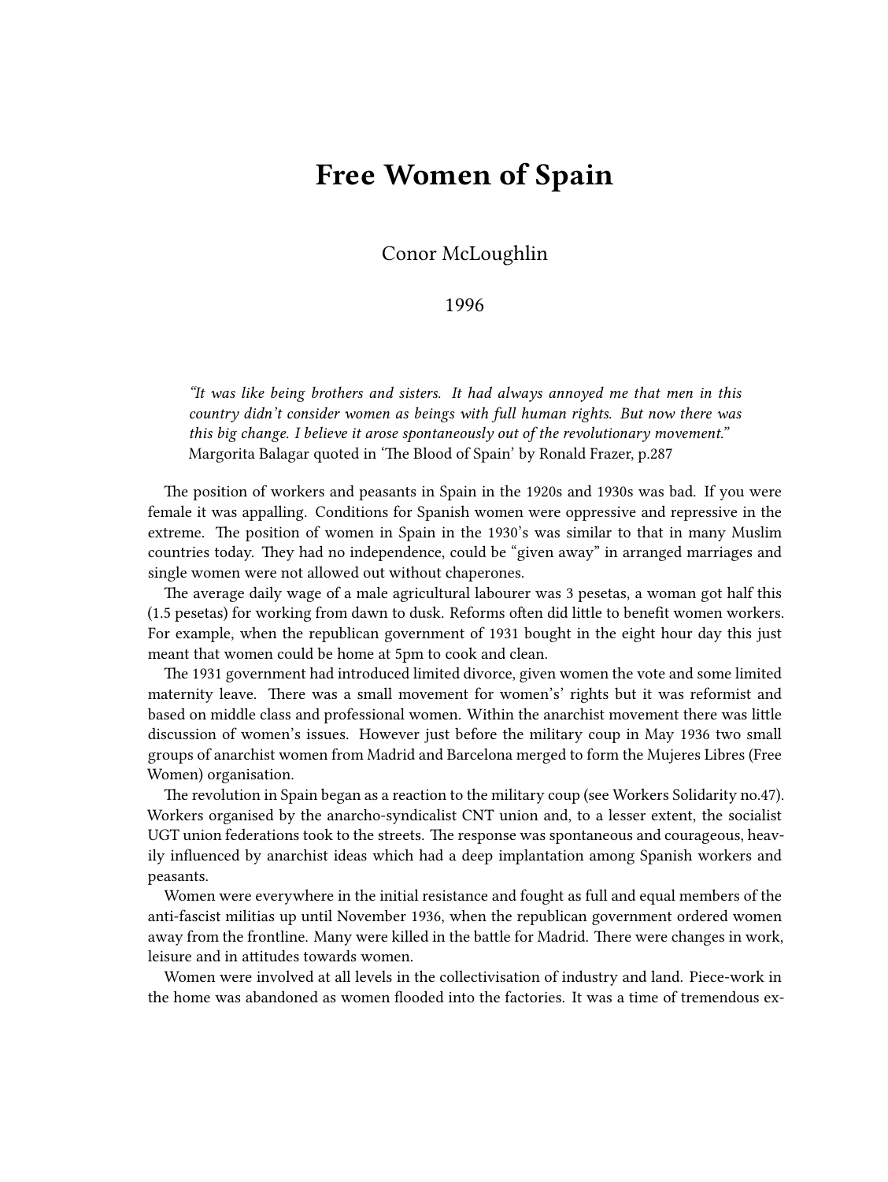# Free Women of Spain

Conor McLoughlin

1996

> *"It was like being brothers and sisters. It had always annoyed me that men in this country didn't consider women as beings with full human rights. But now there was this big change. I believe it arose spontaneously out of the revolutionary movement."*
> Margorita Balagar quoted in 'The Blood of Spain' by Ronald Frazer, p.287

The position of workers and peasants in Spain in the 1920s and 1930s was bad. If you were female it was appalling. Conditions for Spanish women were oppressive and repressive in the extreme. The position of women in Spain in the 1930's was similar to that in many Muslim countries today. They had no independence, could be "given away" in arranged marriages and single women were not allowed out without chaperones.

The average daily wage of a male agricultural labourer was 3 pesetas, a woman got half this (1.5 pesetas) for working from dawn to dusk. Reforms often did little to benefit women workers. For example, when the republican government of 1931 bought in the eight hour day this just meant that women could be home at 5pm to cook and clean.

The 1931 government had introduced limited divorce, given women the vote and some limited maternity leave. There was a small movement for women's' rights but it was reformist and based on middle class and professional women. Within the anarchist movement there was little discussion of women's issues. However just before the military coup in May 1936 two small groups of anarchist women from Madrid and Barcelona merged to form the Mujeres Libres (Free Women) organisation.

The revolution in Spain began as a reaction to the military coup (see Workers Solidarity no.47). Workers organised by the anarcho-syndicalist CNT union and, to a lesser extent, the socialist UGT union federations took to the streets. The response was spontaneous and courageous, heavily influenced by anarchist ideas which had a deep implantation among Spanish workers and peasants.

Women were everywhere in the initial resistance and fought as full and equal members of the anti-fascist militias up until November 1936, when the republican government ordered women away from the frontline. Many were killed in the battle for Madrid. There were changes in work, leisure and in attitudes towards women.

Women were involved at all levels in the collectivisation of industry and land. Piece-work in the home was abandoned as women flooded into the factories. It was a time of tremendous ex-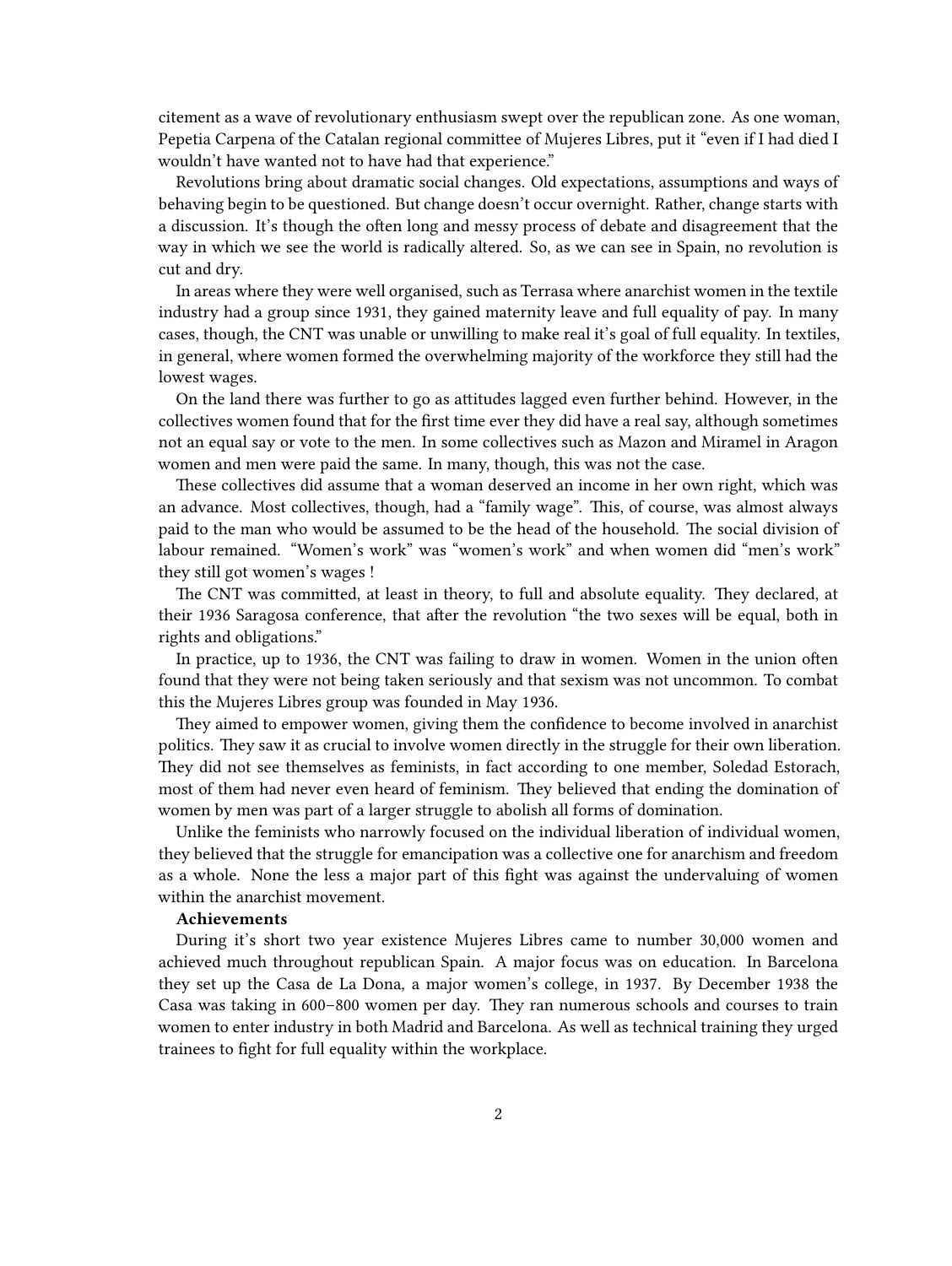citement as a wave of revolutionary enthusiasm swept over the republican zone. As one woman, Pepetia Carpena of the Catalan regional committee of Mujeres Libres, put it "even if I had died I wouldn't have wanted not to have had that experience."

Revolutions bring about dramatic social changes. Old expectations, assumptions and ways of behaving begin to be questioned. But change doesn't occur overnight. Rather, change starts with a discussion. It's though the often long and messy process of debate and disagreement that the way in which we see the world is radically altered. So, as we can see in Spain, no revolution is cut and dry.

In areas where they were well organised, such as Terrasa where anarchist women in the textile industry had a group since 1931, they gained maternity leave and full equality of pay. In many cases, though, the CNT was unable or unwilling to make real it's goal of full equality. In textiles, in general, where women formed the overwhelming majority of the workforce they still had the lowest wages.

On the land there was further to go as attitudes lagged even further behind. However, in the collectives women found that for the first time ever they did have a real say, although sometimes not an equal say or vote to the men. In some collectives such as Mazon and Miramel in Aragon women and men were paid the same. In many, though, this was not the case.

These collectives did assume that a woman deserved an income in her own right, which was an advance. Most collectives, though, had a "family wage". This, of course, was almost always paid to the man who would be assumed to be the head of the household. The social division of labour remained. "Women's work" was "women's work" and when women did "men's work" they still got women's wages !

The CNT was committed, at least in theory, to full and absolute equality. They declared, at their 1936 Saragosa conference, that after the revolution "the two sexes will be equal, both in rights and obligations."

In practice, up to 1936, the CNT was failing to draw in women. Women in the union often found that they were not being taken seriously and that sexism was not uncommon. To combat this the Mujeres Libres group was founded in May 1936.

They aimed to empower women, giving them the confidence to become involved in anarchist politics. They saw it as crucial to involve women directly in the struggle for their own liberation. They did not see themselves as feminists, in fact according to one member, Soledad Estorach, most of them had never even heard of feminism. They believed that ending the domination of women by men was part of a larger struggle to abolish all forms of domination.

Unlike the feminists who narrowly focused on the individual liberation of individual women, they believed that the struggle for emancipation was a collective one for anarchism and freedom as a whole. None the less a major part of this fight was against the undervaluing of women within the anarchist movement.

**Achievements**

During it's short two year existence Mujeres Libres came to number 30,000 women and achieved much throughout republican Spain. A major focus was on education. In Barcelona they set up the Casa de La Dona, a major women's college, in 1937. By December 1938 the Casa was taking in 600–800 women per day. They ran numerous schools and courses to train women to enter industry in both Madrid and Barcelona. As well as technical training they urged trainees to fight for full equality within the workplace.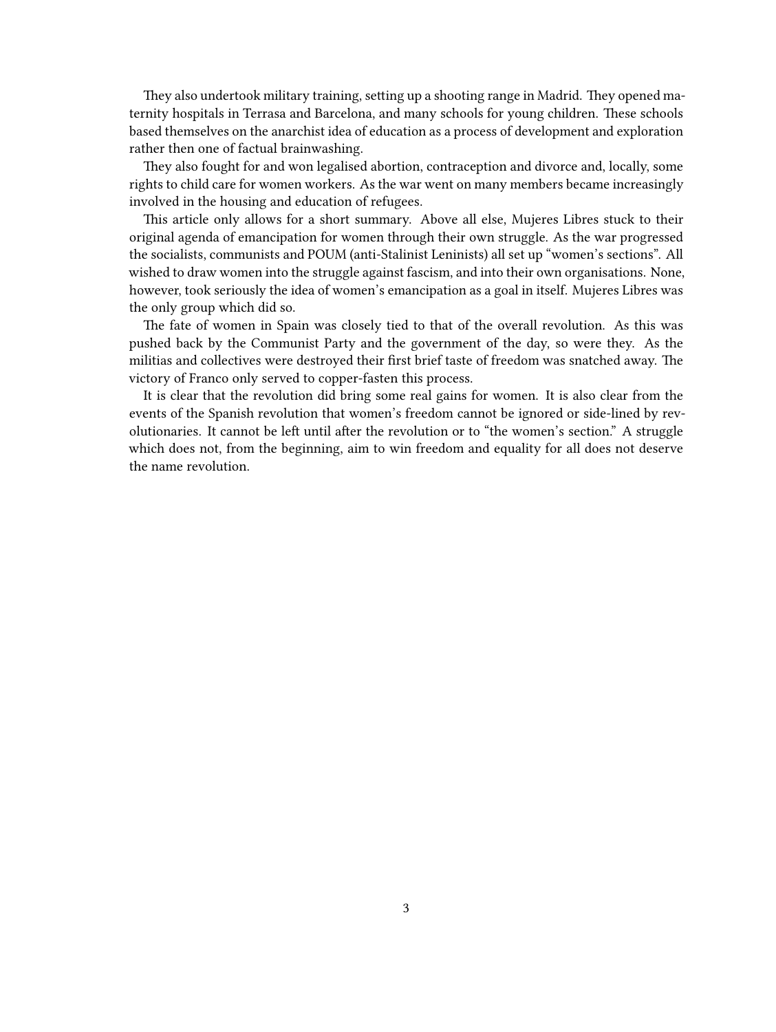They also undertook military training, setting up a shooting range in Madrid. They opened maternity hospitals in Terrasa and Barcelona, and many schools for young children. These schools based themselves on the anarchist idea of education as a process of development and exploration rather then one of factual brainwashing.

They also fought for and won legalised abortion, contraception and divorce and, locally, some rights to child care for women workers. As the war went on many members became increasingly involved in the housing and education of refugees.

This article only allows for a short summary. Above all else, Mujeres Libres stuck to their original agenda of emancipation for women through their own struggle. As the war progressed the socialists, communists and POUM (anti-Stalinist Leninists) all set up "women's sections". All wished to draw women into the struggle against fascism, and into their own organisations. None, however, took seriously the idea of women's emancipation as a goal in itself. Mujeres Libres was the only group which did so.

The fate of women in Spain was closely tied to that of the overall revolution. As this was pushed back by the Communist Party and the government of the day, so were they. As the militias and collectives were destroyed their first brief taste of freedom was snatched away. The victory of Franco only served to copper-fasten this process.

It is clear that the revolution did bring some real gains for women. It is also clear from the events of the Spanish revolution that women's freedom cannot be ignored or side-lined by revolutionaries. It cannot be left until after the revolution or to "the women's section." A struggle which does not, from the beginning, aim to win freedom and equality for all does not deserve the name revolution.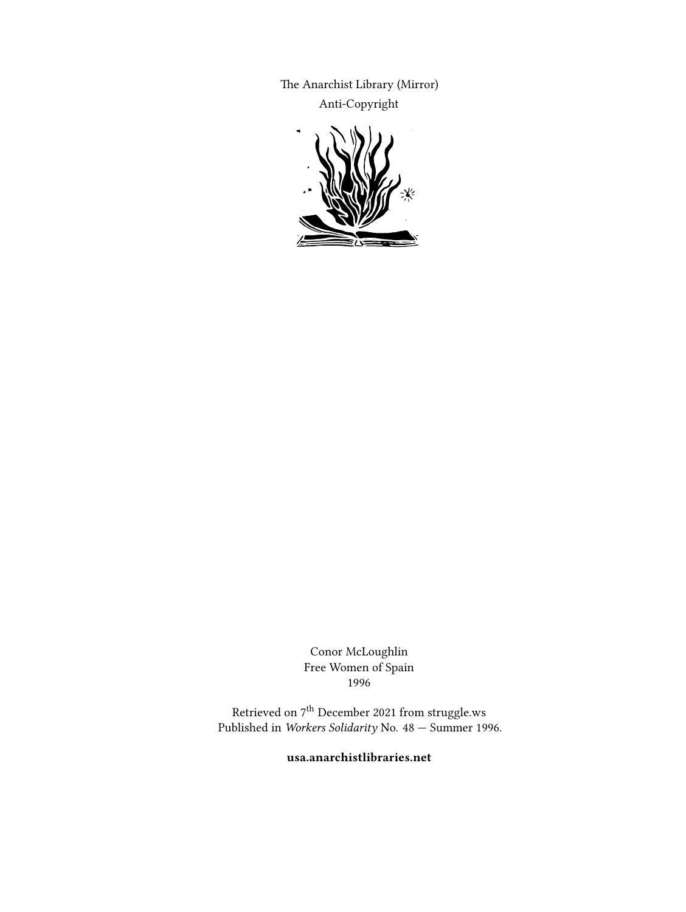The Anarchist Library (Mirror)
Anti-Copyright

Conor McLoughlin
Free Women of Spain
1996

Retrieved on 7th December 2021 from struggle.ws
Published in *Workers Solidarity* No. 48 — Summer 1996.

**usa.anarchistlibraries.net**